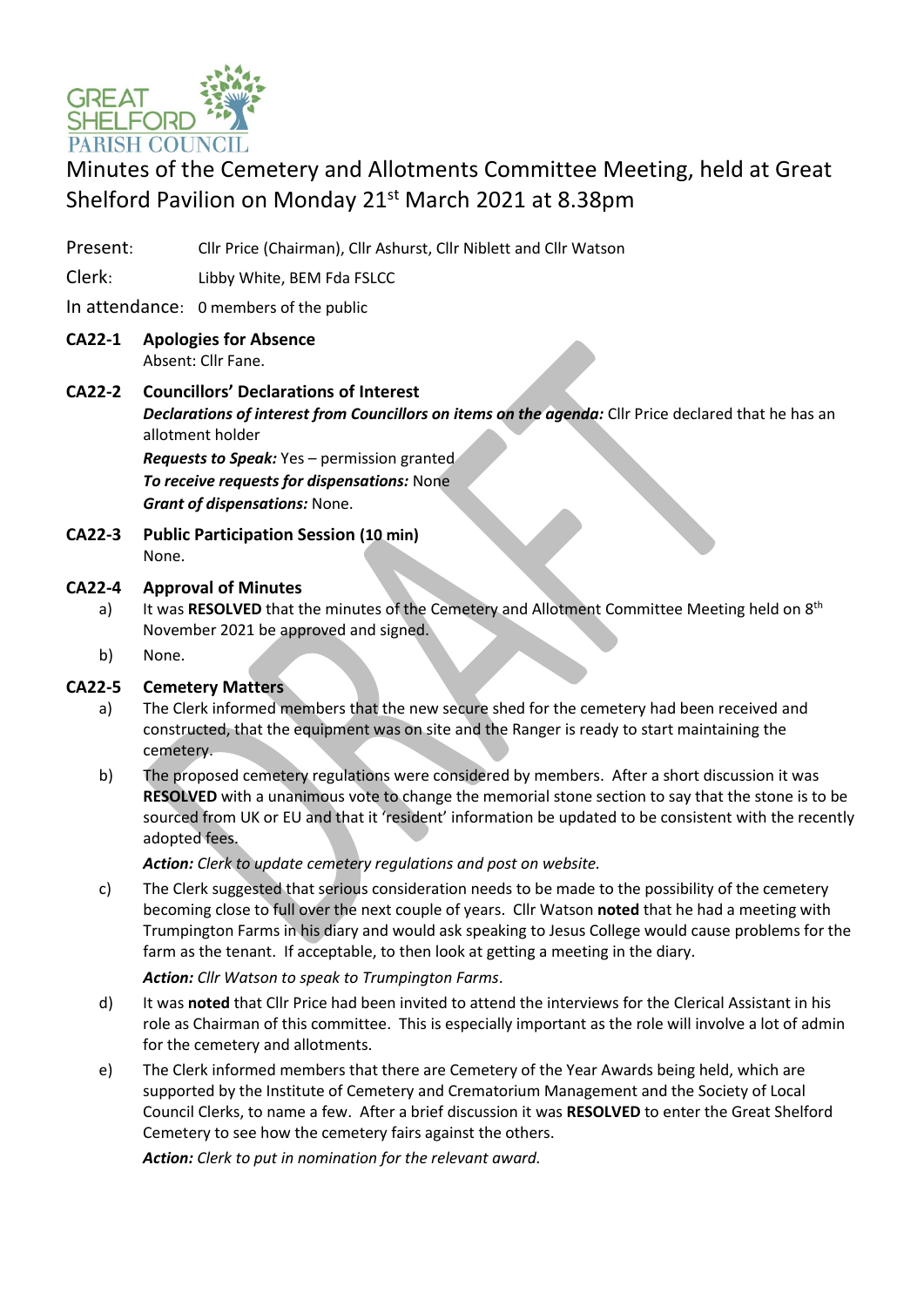GREAT SHELFORD PARISH COUNCIL

# Minutes of the Cemetery and Allotments Committee Meeting, held at Great Shelford Pavilion on Monday 21st March 2021 at 8.38pm

Present: Cllr Price (Chairman), Cllr Ashurst, Cllr Niblett and Cllr Watson

Clerk: Libby White, BEM Fda FSLCC

In attendance: 0 members of the public

**CA22-1 Apologies for Absence**
Absent: Cllr Fane.

**CA22-2 Councillors' Declarations of Interest**
***Declarations of interest from Councillors on items on the agenda:*** Cllr Price declared that he has an allotment holder
***Requests to Speak:*** Yes – permission granted
***To receive requests for dispensations:*** None
***Grant of dispensations:*** None.

**CA22-3 Public Participation Session (10 min)**
None.

**CA22-4 Approval of Minutes**

a) It was **RESOLVED** that the minutes of the Cemetery and Allotment Committee Meeting held on 8th November 2021 be approved and signed.

b) None.

**CA22-5 Cemetery Matters**

a) The Clerk informed members that the new secure shed for the cemetery had been received and constructed, that the equipment was on site and the Ranger is ready to start maintaining the cemetery.

b) The proposed cemetery regulations were considered by members. After a short discussion it was **RESOLVED** with a unanimous vote to change the memorial stone section to say that the stone is to be sourced from UK or EU and that it 'resident' information be updated to be consistent with the recently adopted fees.

***Action:*** *Clerk to update cemetery regulations and post on website.*

c) The Clerk suggested that serious consideration needs to be made to the possibility of the cemetery becoming close to full over the next couple of years. Cllr Watson **noted** that he had a meeting with Trumpington Farms in his diary and would ask speaking to Jesus College would cause problems for the farm as the tenant. If acceptable, to then look at getting a meeting in the diary.

***Action:*** *Cllr Watson to speak to Trumpington Farms.*

d) It was **noted** that Cllr Price had been invited to attend the interviews for the Clerical Assistant in his role as Chairman of this committee. This is especially important as the role will involve a lot of admin for the cemetery and allotments.

e) The Clerk informed members that there are Cemetery of the Year Awards being held, which are supported by the Institute of Cemetery and Crematorium Management and the Society of Local Council Clerks, to name a few. After a brief discussion it was **RESOLVED** to enter the Great Shelford Cemetery to see how the cemetery fairs against the others.

***Action:*** *Clerk to put in nomination for the relevant award.*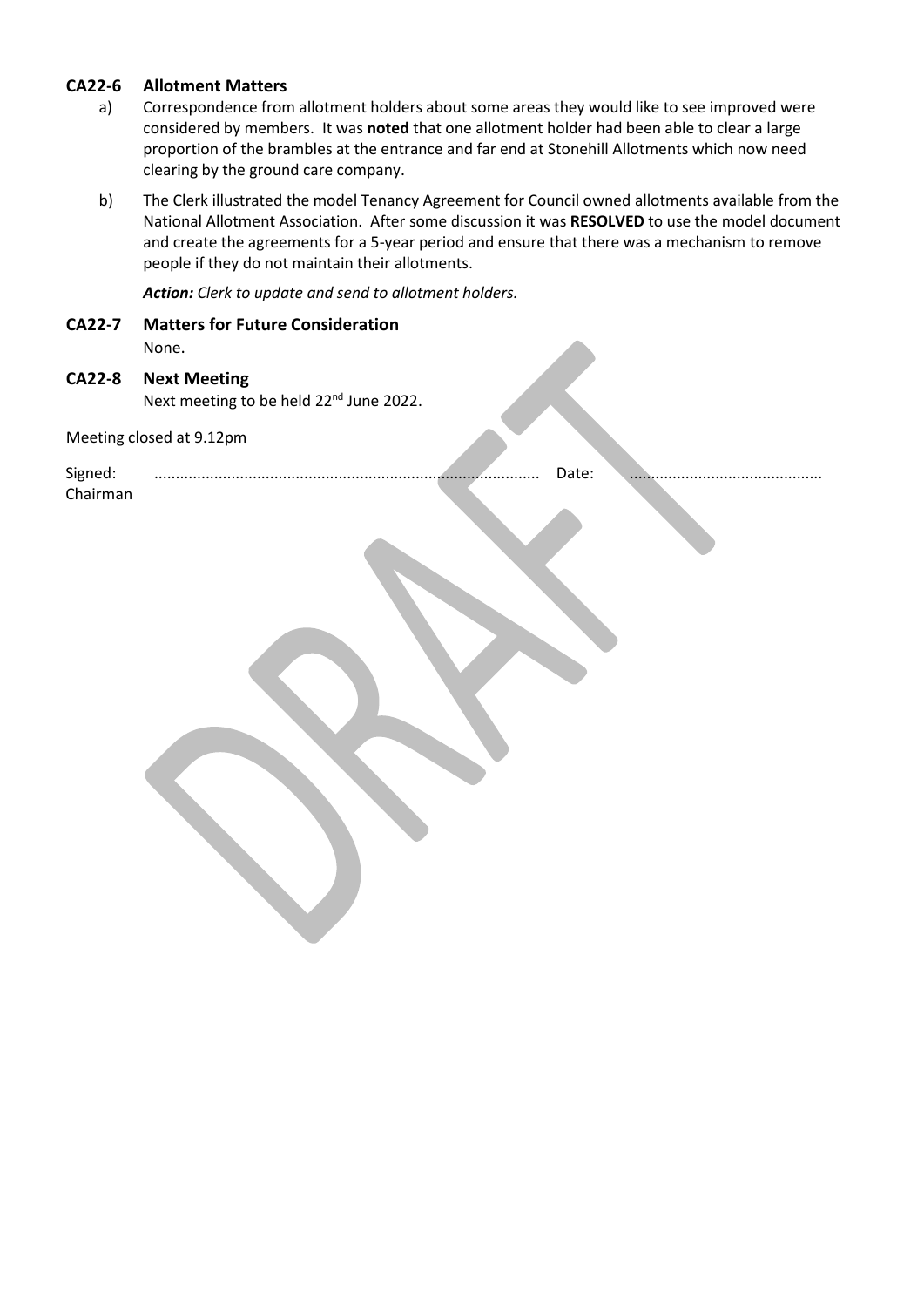## CA22-6 Allotment Matters

a) Correspondence from allotment holders about some areas they would like to see improved were considered by members. It was **noted** that one allotment holder had been able to clear a large proportion of the brambles at the entrance and far end at Stonehill Allotments which now need clearing by the ground care company.

b) The Clerk illustrated the model Tenancy Agreement for Council owned allotments available from the National Allotment Association. After some discussion it was **RESOLVED** to use the model document and create the agreements for a 5-year period and ensure that there was a mechanism to remove people if they do not maintain their allotments.

***Action:*** *Clerk to update and send to allotment holders.*

## CA22-7 Matters for Future Consideration

None.

## CA22-8 Next Meeting

Next meeting to be held 22nd June 2022.

Meeting closed at 9.12pm

Signed: ........................................................................................ Date: ............................................
Chairman